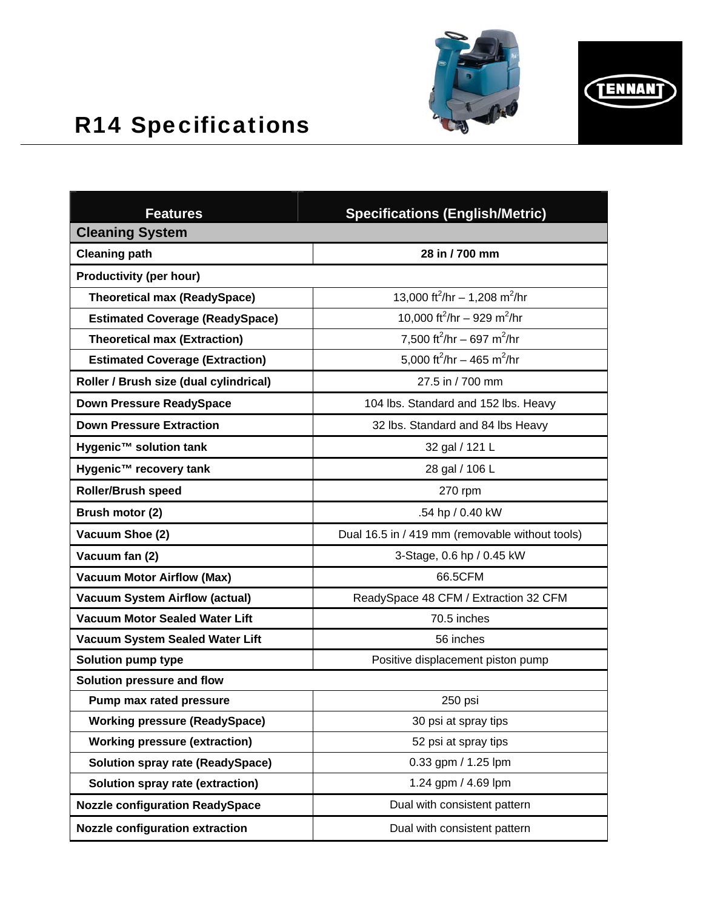# R14 Specifications

| Features | Specifications (English/Metric) |
|---|---|
| **Cleaning System** | |
| **Cleaning path** | **28 in / 700 mm** |
| **Productivity (per hour)** | |
| **Theoretical max (ReadySpace)** | 13,000 $ft^2$/hr – 1,208 $m^2$/hr |
| **Estimated Coverage (ReadySpace)** | 10,000 $ft^2$/hr – 929 $m^2$/hr |
| **Theoretical max (Extraction)** | 7,500 $ft^2$/hr – 697 $m^2$/hr |
| **Estimated Coverage (Extraction)** | 5,000 $ft^2$/hr – 465 $m^2$/hr |
| **Roller / Brush size (dual cylindrical)** | 27.5 in / 700 mm |
| **Down Pressure ReadySpace** | 104 lbs. Standard and 152 lbs. Heavy |
| **Down Pressure Extraction** | 32 lbs. Standard and 84 lbs Heavy |
| **Hygenic™ solution tank** | 32 gal / 121 L |
| **Hygenic™ recovery tank** | 28 gal / 106 L |
| **Roller/Brush speed** | 270 rpm |
| **Brush motor (2)** | .54 hp / 0.40 kW |
| **Vacuum Shoe (2)** | Dual 16.5 in / 419 mm (removable without tools) |
| **Vacuum fan (2)** | 3-Stage, 0.6 hp / 0.45 kW |
| **Vacuum Motor Airflow (Max)** | 66.5CFM |
| **Vacuum System Airflow (actual)** | ReadySpace 48 CFM / Extraction 32 CFM |
| **Vacuum Motor Sealed Water Lift** | 70.5 inches |
| **Vacuum System Sealed Water Lift** | 56 inches |
| **Solution pump type** | Positive displacement piston pump |
| **Solution pressure and flow** | |
| **Pump max rated pressure** | 250 psi |
| **Working pressure (ReadySpace)** | 30 psi at spray tips |
| **Working pressure (extraction)** | 52 psi at spray tips |
| **Solution spray rate (ReadySpace)** | 0.33 gpm / 1.25 lpm |
| **Solution spray rate (extraction)** | 1.24 gpm / 4.69 lpm |
| **Nozzle configuration ReadySpace** | Dual with consistent pattern |
| **Nozzle configuration extraction** | Dual with consistent pattern |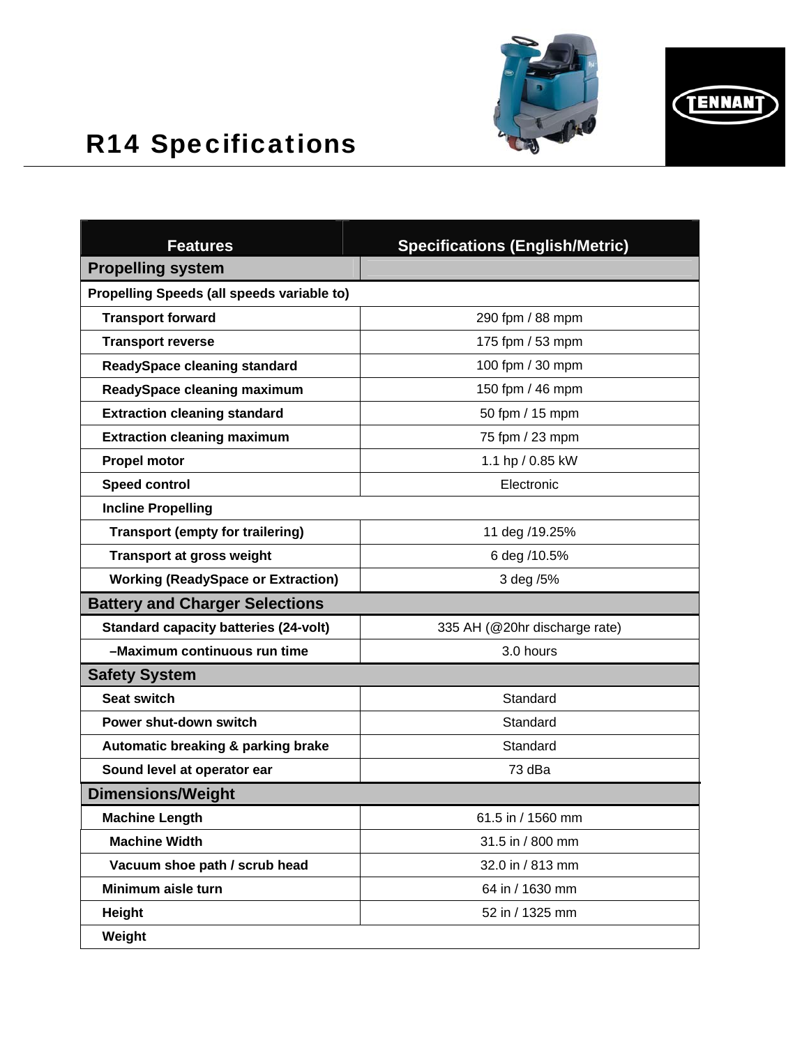# R14 Specifications

| Features | Specifications (English/Metric) |
| --- | --- |
| **Propelling system** | |
| **Propelling Speeds (all speeds variable to)** | |
| **Transport forward** | 290 fpm / 88 mpm |
| **Transport reverse** | 175 fpm / 53 mpm |
| **ReadySpace cleaning standard** | 100 fpm / 30 mpm |
| **ReadySpace cleaning maximum** | 150 fpm / 46 mpm |
| **Extraction cleaning standard** | 50 fpm / 15 mpm |
| **Extraction cleaning maximum** | 75 fpm / 23 mpm |
| **Propel motor** | 1.1 hp / 0.85 kW |
| **Speed control** | Electronic |
| **Incline Propelling** | |
| **Transport (empty for trailering)** | 11 deg /19.25% |
| **Transport at gross weight** | 6 deg /10.5% |
| **Working (ReadySpace or Extraction)** | 3 deg /5% |
| **Battery and Charger Selections** | |
| **Standard capacity batteries (24-volt)** | 335 AH (@20hr discharge rate) |
| **–Maximum continuous run time** | 3.0 hours |
| **Safety System** | |
| **Seat switch** | Standard |
| **Power shut-down switch** | Standard |
| **Automatic breaking & parking brake** | Standard |
| **Sound level at operator ear** | 73 dBa |
| **Dimensions/Weight** | |
| **Machine Length** | 61.5 in / 1560 mm |
| **Machine Width** | 31.5 in / 800 mm |
| **Vacuum shoe path / scrub head** | 32.0 in / 813 mm |
| **Minimum aisle turn** | 64 in / 1630 mm |
| **Height** | 52 in / 1325 mm |
| **Weight** | |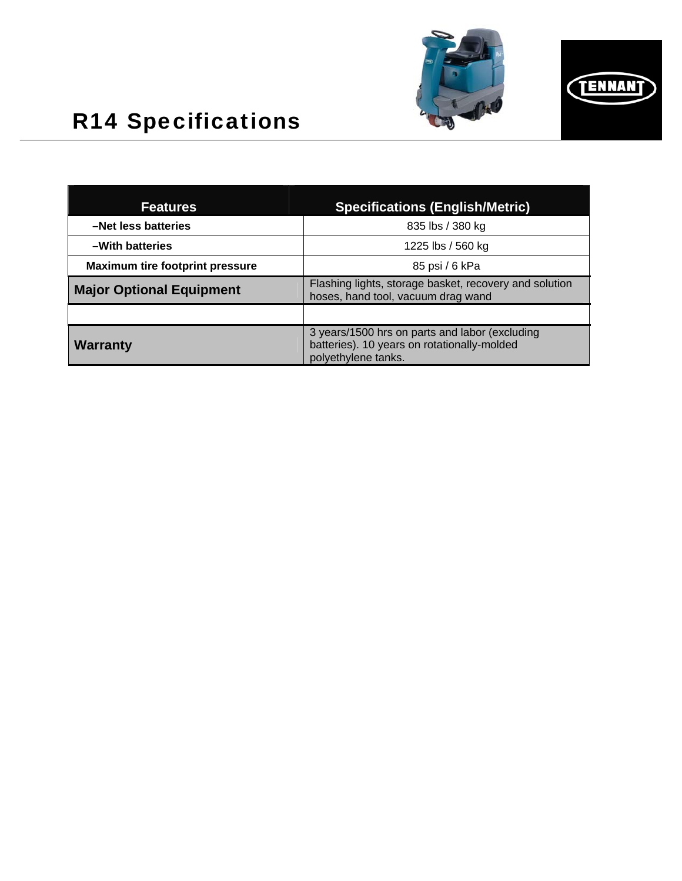# R14 Specifications

| Features | Specifications (English/Metric) |
|---|---|
| –Net less batteries | 835 lbs / 380 kg |
| –With batteries | 1225 lbs / 560 kg |
| Maximum tire footprint pressure | 85 psi / 6 kPa |
| **Major Optional Equipment** | Flashing lights, storage basket, recovery and solution hoses, hand tool, vacuum drag wand |
| | |
| **Warranty** | 3 years/1500 hrs on parts and labor (excluding batteries). 10 years on rotationally-molded polyethylene tanks. |